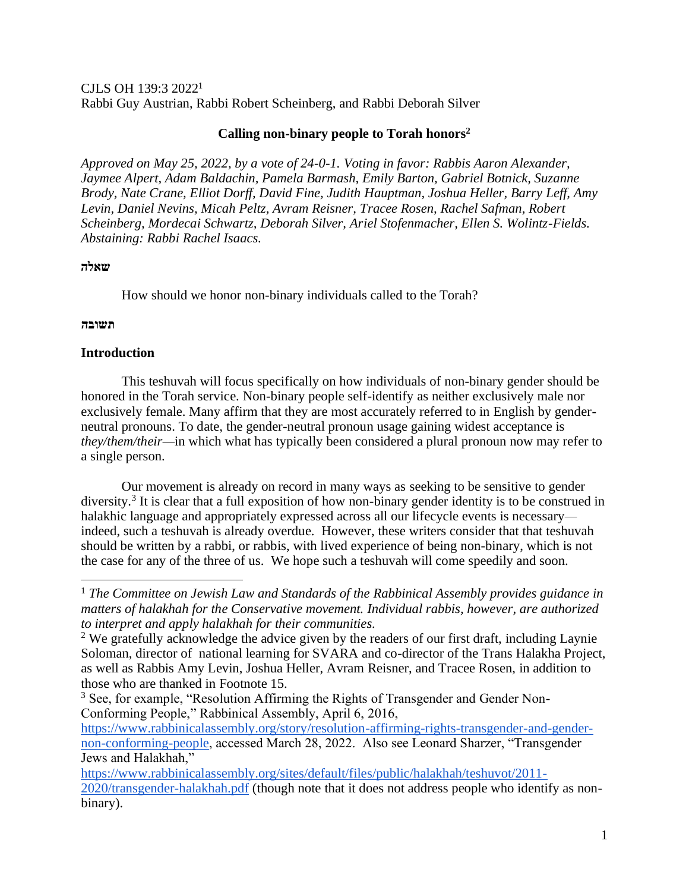CJLS OH 139:3 2022[1]
Rabbi Guy Austrian, Rabbi Robert Scheinberg, and Rabbi Deborah Silver

## Calling non-binary people to Torah honors[2]

*Approved on May 25, 2022, by a vote of 24-0-1. Voting in favor: Rabbis Aaron Alexander, Jaymee Alpert, Adam Baldachin, Pamela Barmash, Emily Barton, Gabriel Botnick, Suzanne Brody, Nate Crane, Elliot Dorff, David Fine, Judith Hauptman, Joshua Heller, Barry Leff, Amy Levin, Daniel Nevins, Micah Peltz, Avram Reisner, Tracee Rosen, Rachel Safman, Robert Scheinberg, Mordecai Schwartz, Deborah Silver, Ariel Stofenmacher, Ellen S. Wolintz-Fields. Abstaining: Rabbi Rachel Isaacs.*

**שאלה**

How should we honor non-binary individuals called to the Torah?

**תשובה**

### Introduction

This teshuvah will focus specifically on how individuals of non-binary gender should be honored in the Torah service. Non-binary people self-identify as neither exclusively male nor exclusively female. Many affirm that they are most accurately referred to in English by gender-neutral pronouns. To date, the gender-neutral pronoun usage gaining widest acceptance is *they/them/their*—in which what has typically been considered a plural pronoun now may refer to a single person.

Our movement is already on record in many ways as seeking to be sensitive to gender diversity.[3] It is clear that a full exposition of how non-binary gender identity is to be construed in halakhic language and appropriately expressed across all our lifecycle events is necessary—indeed, such a teshuvah is already overdue. However, these writers consider that that teshuvah should be written by a rabbi, or rabbis, with lived experience of being non-binary, which is not the case for any of the three of us. We hope such a teshuvah will come speedily and soon.

---

[1] *The Committee on Jewish Law and Standards of the Rabbinical Assembly provides guidance in matters of halakhah for the Conservative movement. Individual rabbis, however, are authorized to interpret and apply halakhah for their communities.*

[2] We gratefully acknowledge the advice given by the readers of our first draft, including Laynie Soloman, director of national learning for SVARA and co-director of the Trans Halakha Project, as well as Rabbis Amy Levin, Joshua Heller, Avram Reisner, and Tracee Rosen, in addition to those who are thanked in Footnote 15.

[3] See, for example, "Resolution Affirming the Rights of Transgender and Gender Non-Conforming People," Rabbinical Assembly, April 6, 2016, https://www.rabbinicalassembly.org/story/resolution-affirming-rights-transgender-and-gender-non-conforming-people, accessed March 28, 2022. Also see Leonard Sharzer, "Transgender Jews and Halakhah," https://www.rabbinicalassembly.org/sites/default/files/public/halakhah/teshuvot/2011-2020/transgender-halakhah.pdf (though note that it does not address people who identify as non-binary).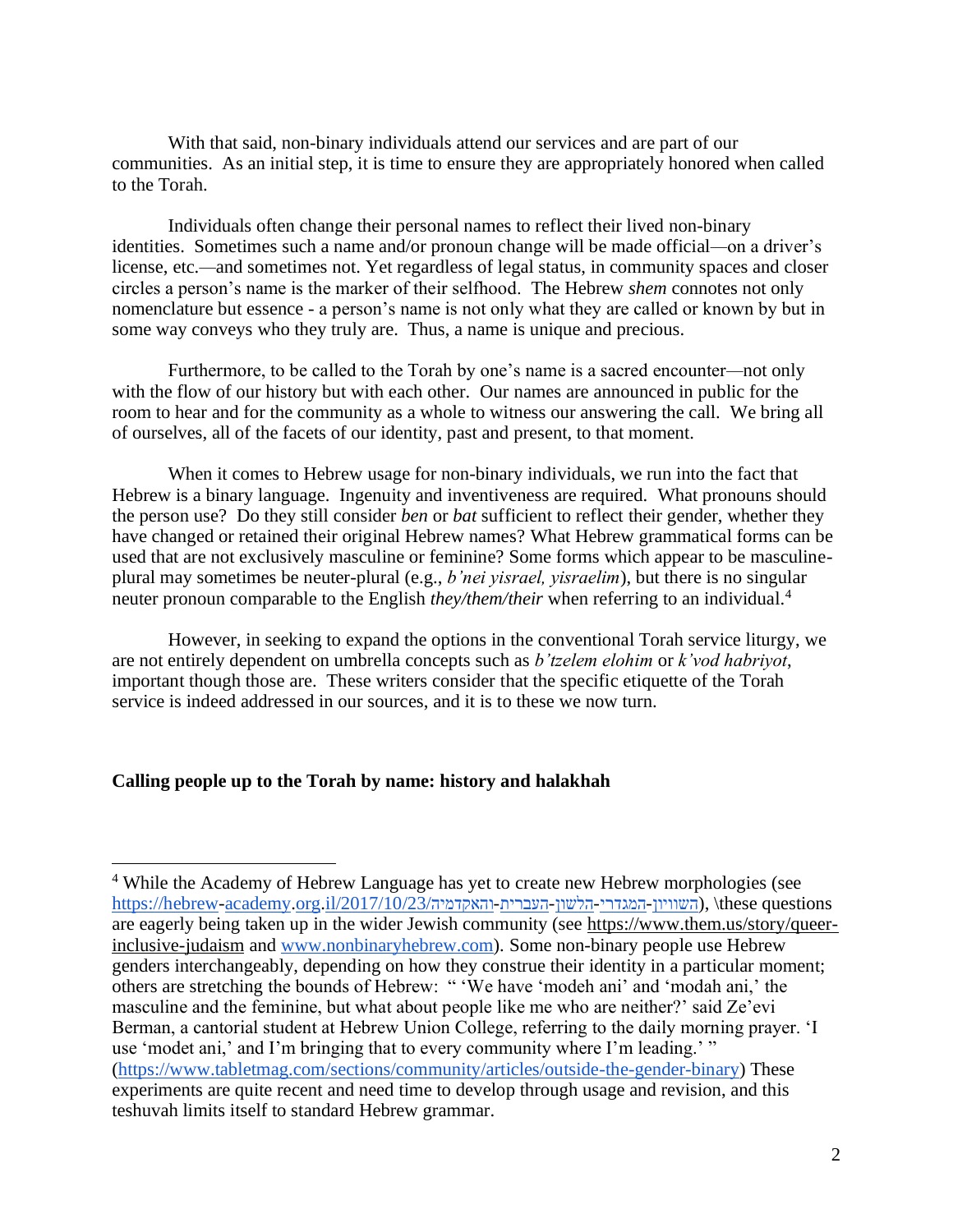With that said, non-binary individuals attend our services and are part of our communities. As an initial step, it is time to ensure they are appropriately honored when called to the Torah.

Individuals often change their personal names to reflect their lived non-binary identities. Sometimes such a name and/or pronoun change will be made official—on a driver's license, etc.—and sometimes not. Yet regardless of legal status, in community spaces and closer circles a person's name is the marker of their selfhood. The Hebrew *shem* connotes not only nomenclature but essence - a person's name is not only what they are called or known by but in some way conveys who they truly are. Thus, a name is unique and precious.

Furthermore, to be called to the Torah by one's name is a sacred encounter—not only with the flow of our history but with each other. Our names are announced in public for the room to hear and for the community as a whole to witness our answering the call. We bring all of ourselves, all of the facets of our identity, past and present, to that moment.

When it comes to Hebrew usage for non-binary individuals, we run into the fact that Hebrew is a binary language. Ingenuity and inventiveness are required. What pronouns should the person use? Do they still consider *ben* or *bat* sufficient to reflect their gender, whether they have changed or retained their original Hebrew names? What Hebrew grammatical forms can be used that are not exclusively masculine or feminine? Some forms which appear to be masculine-plural may sometimes be neuter-plural (e.g., *b'nei yisrael, yisraelim*), but there is no singular neuter pronoun comparable to the English *they/them/their* when referring to an individual.[4]

However, in seeking to expand the options in the conventional Torah service liturgy, we are not entirely dependent on umbrella concepts such as *b'tzelem elohim* or *k'vod habriyot*, important though those are. These writers consider that the specific etiquette of the Torah service is indeed addressed in our sources, and it is to these we now turn.

**Calling people up to the Torah by name: history and halakhah**

---

[4] While the Academy of Hebrew Language has yet to create new Hebrew morphologies (see https://hebrew-academy.org.il/2017/10/23/השוויון-המגדרי-הלשון-העברית-והאקדמיה), \these questions are eagerly being taken up in the wider Jewish community (see https://www.them.us/story/queer-inclusive-judaism and www.nonbinaryhebrew.com). Some non-binary people use Hebrew genders interchangeably, depending on how they construe their identity in a particular moment; others are stretching the bounds of Hebrew: " 'We have 'modeh ani' and 'modah ani,' the masculine and the feminine, but what about people like me who are neither?' said Ze'evi Berman, a cantorial student at Hebrew Union College, referring to the daily morning prayer. 'I use 'modet ani,' and I'm bringing that to every community where I'm leading.' " (https://www.tabletmag.com/sections/community/articles/outside-the-gender-binary) These experiments are quite recent and need time to develop through usage and revision, and this teshuvah limits itself to standard Hebrew grammar.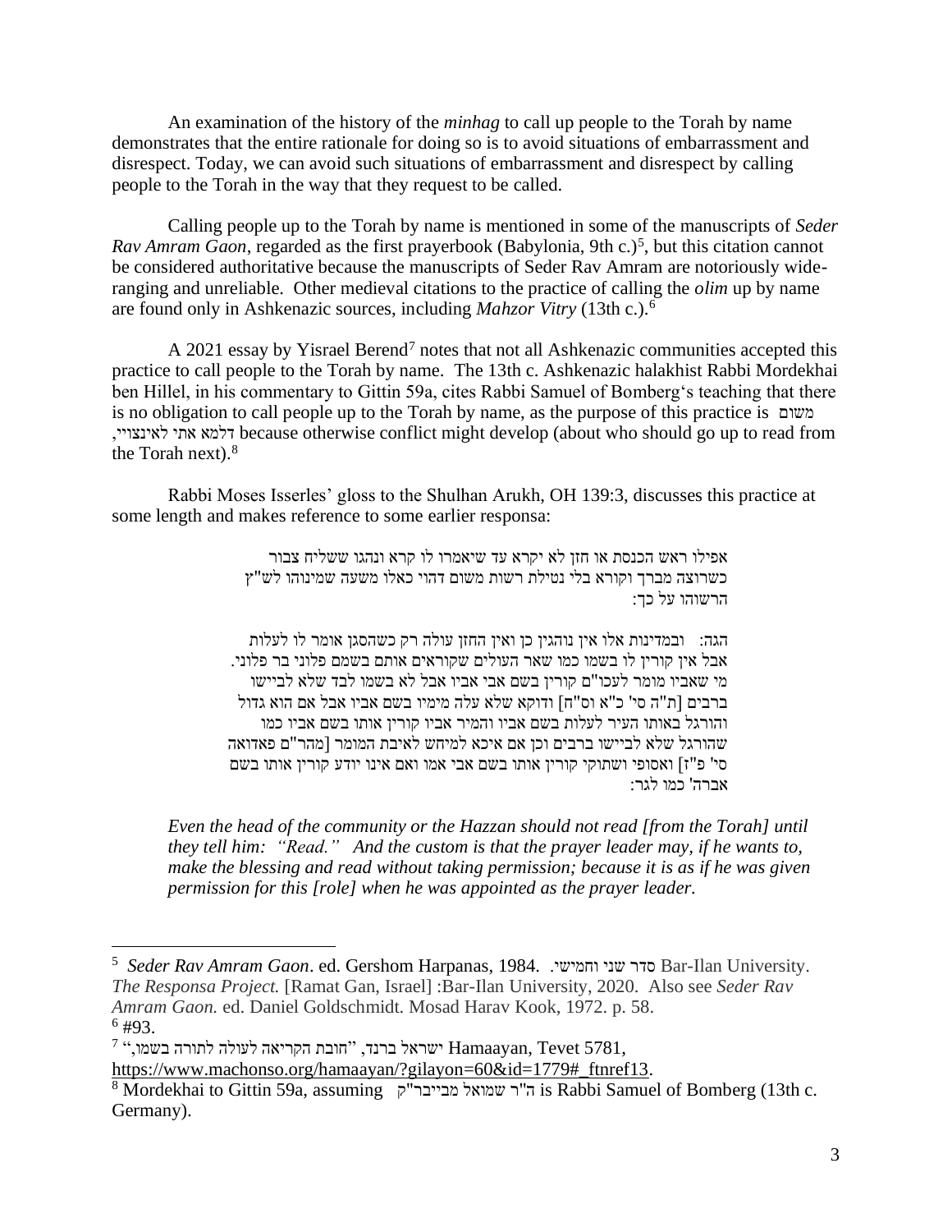An examination of the history of the *minhag* to call up people to the Torah by name demonstrates that the entire rationale for doing so is to avoid situations of embarrassment and disrespect. Today, we can avoid such situations of embarrassment and disrespect by calling people to the Torah in the way that they request to be called.

Calling people up to the Torah by name is mentioned in some of the manuscripts of *Seder Rav Amram Gaon*, regarded as the first prayerbook (Babylonia, 9th c.)[5], but this citation cannot be considered authoritative because the manuscripts of Seder Rav Amram are notoriously wide-ranging and unreliable. Other medieval citations to the practice of calling the *olim* up by name are found only in Ashkenazic sources, including *Mahzor Vitry* (13th c.).[6]

A 2021 essay by Yisrael Berend[7] notes that not all Ashkenazic communities accepted this practice to call people to the Torah by name. The 13th c. Ashkenazic halakhist Rabbi Mordekhai ben Hillel, in his commentary to Gittin 59a, cites Rabbi Samuel of Bomberg's teaching that there is no obligation to call people up to the Torah by name, as the purpose of this practice is משום דלמא אתי לאינצויי, because otherwise conflict might develop (about who should go up to read from the Torah next).[8]

Rabbi Moses Isserles' gloss to the Shulhan Arukh, OH 139:3, discusses this practice at some length and makes reference to some earlier responsa:

> אפילו ראש הכנסת או חזן לא יקרא עד שיאמרו לו קרא ונהגו ששליח צבור כשרוצה מברך וקורא בלי נטילת רשות משום דהוי כאלו משעה שמינוהו לש"ץ הרשוהו על כך:
>
> הגה: ובמדינות אלו אין נוהגין כן ואין החזן עולה רק כשהסגן אומר לו לעלות אבל אין קורין לו בשמו כמו שאר העולים שקוראים אותם בשמם פלוני בר פלוני. מי שאביו מומר לעכו"ם קורין בשם אבי אביו אבל לא בשמו לבד שלא לביישו ברבים [ת"ה סי' כ"א וס"ח] ודוקא שלא עלה מימיו בשם אביו אבל אם הוא גדול והורגל באותו העיר לעלות בשם אביו והמיר אביו קורין אותו בשם אביו כמו שהורגל שלא לביישו ברבים וכן אם איכא למיחש לאיבת המומר [מהר"ם פאדואה סי' פ"ז] ואסופי ושתוקי קורין אותו בשם אבי אמו ואם אינו יודע קורין אותו בשם אברה' כמו לגר:

*Even the head of the community or the Hazzan should not read [from the Torah] until they tell him: "Read." And the custom is that the prayer leader may, if he wants to, make the blessing and read without taking permission; because it is as if he was given permission for this [role] when he was appointed as the prayer leader.*

---

[5] *Seder Rav Amram Gaon*. ed. Gershom Harpanas, 1984. סדר שני וחמישי. Bar-Ilan University. *The Responsa Project.* [Ramat Gan, Israel] :Bar-Ilan University, 2020. Also see *Seder Rav Amram Gaon.* ed. Daniel Goldschmidt. Mosad Harav Kook, 1972. p. 58.

[6] #93.

[7] ישראל ברנד, "חובת הקריאה לעולה לתורה בשמו," Hamaayan, Tevet 5781, https://www.machonso.org/hamaayan/?gilayon=60&id=1779#_ftnref13.

[8] Mordekhai to Gittin 59a, assuming ה"ר שמואל מבייבר"ק is Rabbi Samuel of Bomberg (13th c. Germany).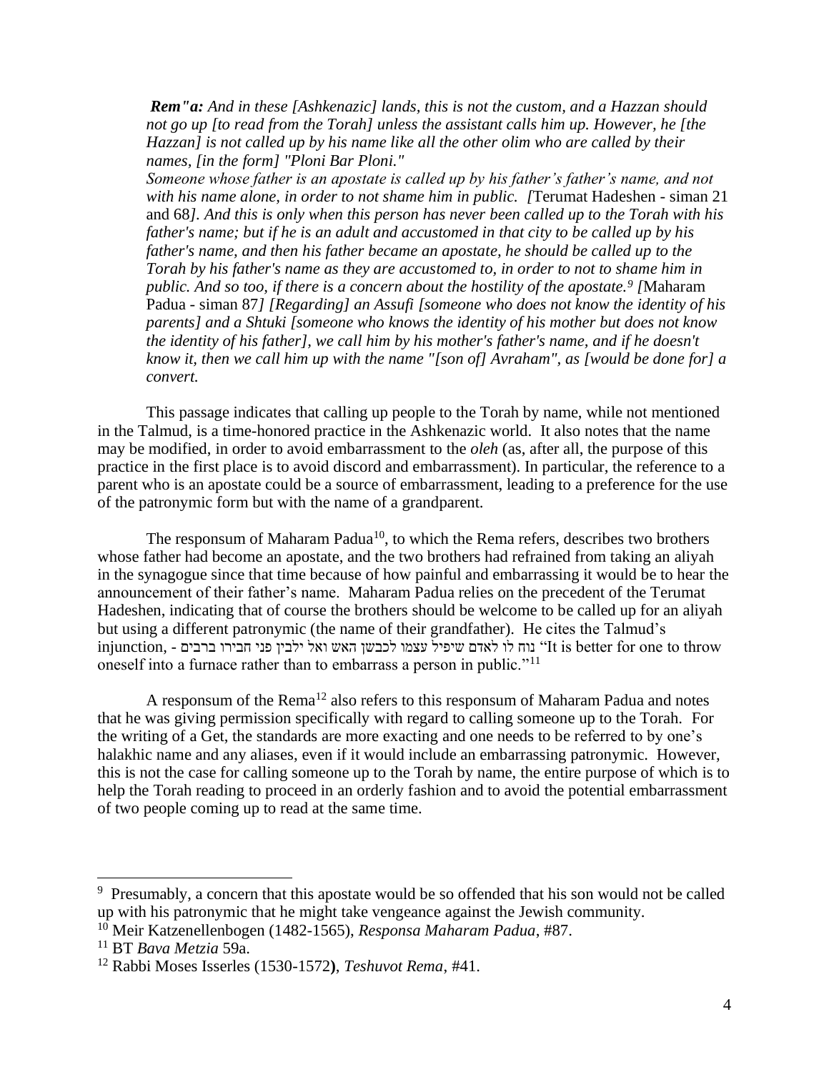> ***Rem"a:** And in these [Ashkenazic] lands, this is not the custom, and a Hazzan should not go up [to read from the Torah] unless the assistant calls him up. However, he [the Hazzan] is not called up by his name like all the other olim who are called by their names, [in the form] "Ploni Bar Ploni."*
> *Someone whose father is an apostate is called up by his father's father's name, and not with his name alone, in order to not shame him in public. [*Terumat Hadeshen - siman 21 and 68*]. And this is only when this person has never been called up to the Torah with his father's name; but if he is an adult and accustomed in that city to be called up by his father's name, and then his father became an apostate, he should be called up to the Torah by his father's name as they are accustomed to, in order to not to shame him in public. And so too, if there is a concern about the hostility of the apostate.[9] [*Maharam Padua - siman 87*] [Regarding] an Assufi [someone who does not know the identity of his parents] and a Shtuki [someone who knows the identity of his mother but does not know the identity of his father], we call him by his mother's father's name, and if he doesn't know it, then we call him up with the name "[son of] Avraham", as [would be done for] a convert.*

This passage indicates that calling up people to the Torah by name, while not mentioned in the Talmud, is a time-honored practice in the Ashkenazic world. It also notes that the name may be modified, in order to avoid embarrassment to the *oleh* (as, after all, the purpose of this practice in the first place is to avoid discord and embarrassment). In particular, the reference to a parent who is an apostate could be a source of embarrassment, leading to a preference for the use of the patronymic form but with the name of a grandparent.

The responsum of Maharam Padua[10], to which the Rema refers, describes two brothers whose father had become an apostate, and the two brothers had refrained from taking an aliyah in the synagogue since that time because of how painful and embarrassing it would be to hear the announcement of their father's name. Maharam Padua relies on the precedent of the Terumat Hadeshen, indicating that of course the brothers should be welcome to be called up for an aliyah but using a different patronymic (the name of their grandfather). He cites the Talmud's injunction, - נוח לו לאדם שיפיל עצמו לכבשן האש ואל ילבין פני חבירו ברבים "It is better for one to throw oneself into a furnace rather than to embarrass a person in public."[11]

A responsum of the Rema[12] also refers to this responsum of Maharam Padua and notes that he was giving permission specifically with regard to calling someone up to the Torah. For the writing of a Get, the standards are more exacting and one needs to be referred to by one's halakhic name and any aliases, even if it would include an embarrassing patronymic. However, this is not the case for calling someone up to the Torah by name, the entire purpose of which is to help the Torah reading to proceed in an orderly fashion and to avoid the potential embarrassment of two people coming up to read at the same time.

---

[9] Presumably, a concern that this apostate would be so offended that his son would not be called up with his patronymic that he might take vengeance against the Jewish community.

[10] Meir Katzenellenbogen (1482-1565), *Responsa Maharam Padua*, #87.

[11] BT *Bava Metzia* 59a.

[12] Rabbi Moses Isserles (1530-1572**)**, *Teshuvot Rema*, #41.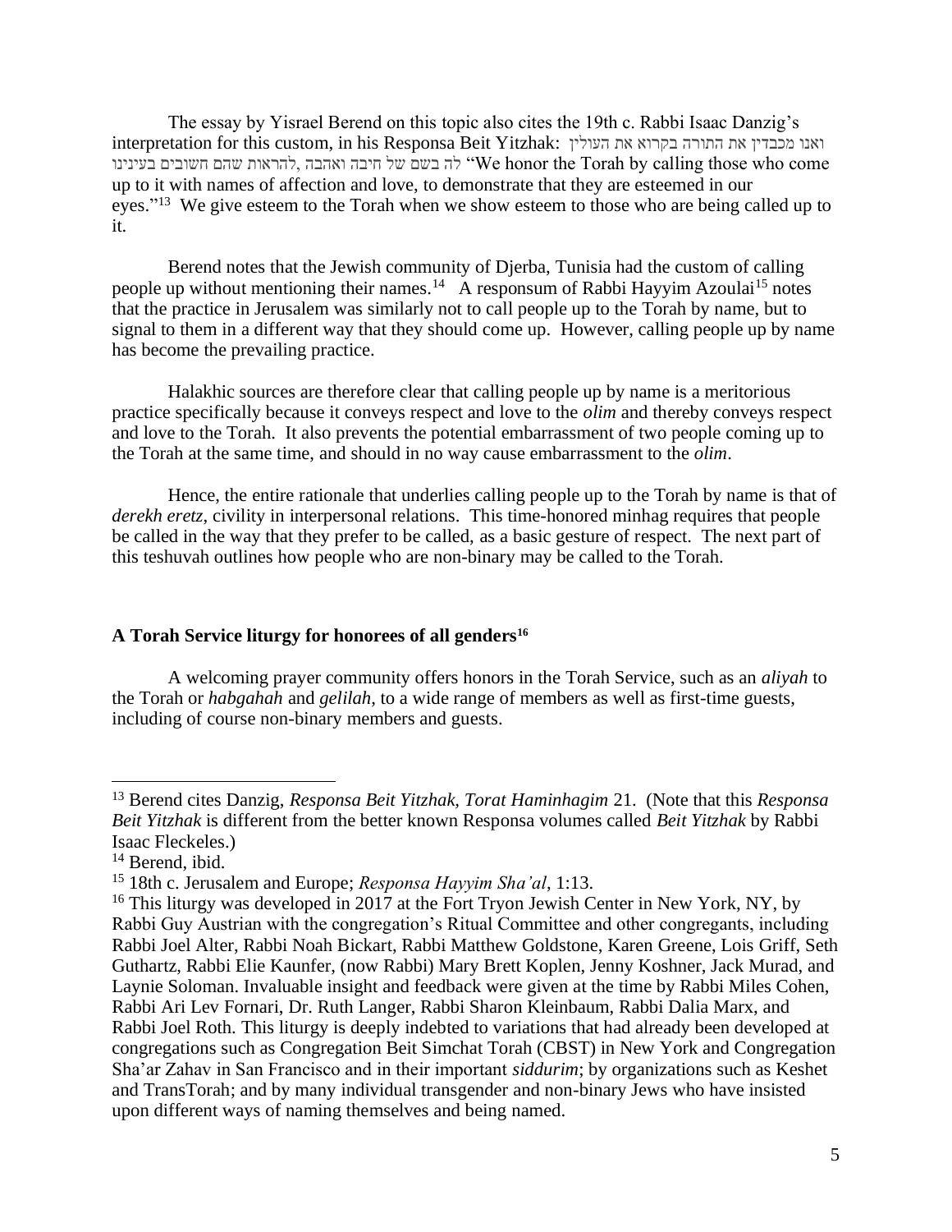The essay by Yisrael Berend on this topic also cites the 19th c. Rabbi Isaac Danzig's interpretation for this custom, in his Responsa Beit Yitzhak: ואנו מכבדין את התורה בקרוא את העולין לה בשם של חיבה ואהבה, להראות שהם חשובים בעינינו "We honor the Torah by calling those who come up to it with names of affection and love, to demonstrate that they are esteemed in our eyes."[13] We give esteem to the Torah when we show esteem to those who are being called up to it.

Berend notes that the Jewish community of Djerba, Tunisia had the custom of calling people up without mentioning their names.[14] A responsum of Rabbi Hayyim Azoulai[15] notes that the practice in Jerusalem was similarly not to call people up to the Torah by name, but to signal to them in a different way that they should come up. However, calling people up by name has become the prevailing practice.

Halakhic sources are therefore clear that calling people up by name is a meritorious practice specifically because it conveys respect and love to the *olim* and thereby conveys respect and love to the Torah. It also prevents the potential embarrassment of two people coming up to the Torah at the same time, and should in no way cause embarrassment to the *olim*.

Hence, the entire rationale that underlies calling people up to the Torah by name is that of *derekh eretz*, civility in interpersonal relations. This time-honored minhag requires that people be called in the way that they prefer to be called, as a basic gesture of respect. The next part of this teshuvah outlines how people who are non-binary may be called to the Torah.

## A Torah Service liturgy for honorees of all genders[16]

A welcoming prayer community offers honors in the Torah Service, such as an *aliyah* to the Torah or *habgahah* and *gelilah*, to a wide range of members as well as first-time guests, including of course non-binary members and guests.

---

[13] Berend cites Danzig, *Responsa Beit Yitzhak, Torat Haminhagim* 21. (Note that this *Responsa Beit Yitzhak* is different from the better known Responsa volumes called *Beit Yitzhak* by Rabbi Isaac Fleckeles.)

[14] Berend, ibid.

[15] 18th c. Jerusalem and Europe; *Responsa Hayyim Sha'al*, 1:13.

[16] This liturgy was developed in 2017 at the Fort Tryon Jewish Center in New York, NY, by Rabbi Guy Austrian with the congregation's Ritual Committee and other congregants, including Rabbi Joel Alter, Rabbi Noah Bickart, Rabbi Matthew Goldstone, Karen Greene, Lois Griff, Seth Guthartz, Rabbi Elie Kaunfer, (now Rabbi) Mary Brett Koplen, Jenny Koshner, Jack Murad, and Laynie Soloman. Invaluable insight and feedback were given at the time by Rabbi Miles Cohen, Rabbi Ari Lev Fornari, Dr. Ruth Langer, Rabbi Sharon Kleinbaum, Rabbi Dalia Marx, and Rabbi Joel Roth. This liturgy is deeply indebted to variations that had already been developed at congregations such as Congregation Beit Simchat Torah (CBST) in New York and Congregation Sha'ar Zahav in San Francisco and in their important *siddurim*; by organizations such as Keshet and TransTorah; and by many individual transgender and non-binary Jews who have insisted upon different ways of naming themselves and being named.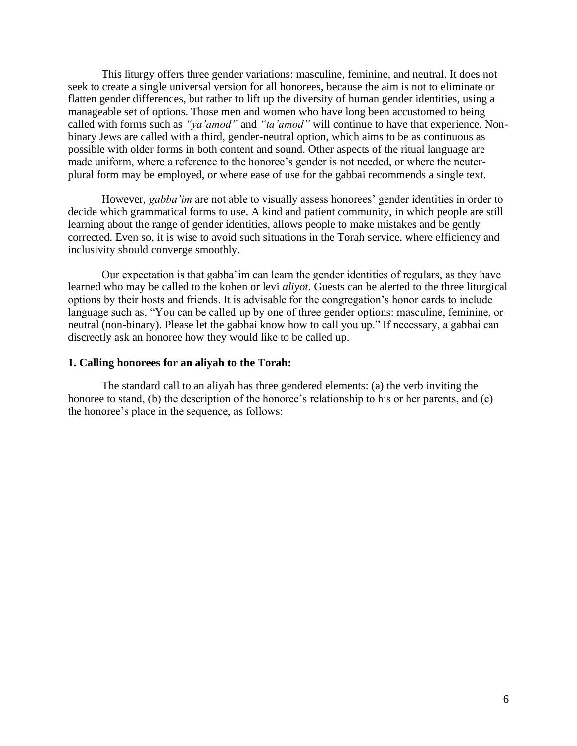This liturgy offers three gender variations: masculine, feminine, and neutral. It does not seek to create a single universal version for all honorees, because the aim is not to eliminate or flatten gender differences, but rather to lift up the diversity of human gender identities, using a manageable set of options. Those men and women who have long been accustomed to being called with forms such as *"ya'amod"* and *"ta'amod"* will continue to have that experience. Non-binary Jews are called with a third, gender-neutral option, which aims to be as continuous as possible with older forms in both content and sound. Other aspects of the ritual language are made uniform, where a reference to the honoree's gender is not needed, or where the neuter-plural form may be employed, or where ease of use for the gabbai recommends a single text.

However, *gabba'im* are not able to visually assess honorees' gender identities in order to decide which grammatical forms to use. A kind and patient community, in which people are still learning about the range of gender identities, allows people to make mistakes and be gently corrected. Even so, it is wise to avoid such situations in the Torah service, where efficiency and inclusivity should converge smoothly.

Our expectation is that gabba'im can learn the gender identities of regulars, as they have learned who may be called to the kohen or levi *aliyot*. Guests can be alerted to the three liturgical options by their hosts and friends. It is advisable for the congregation's honor cards to include language such as, "You can be called up by one of three gender options: masculine, feminine, or neutral (non-binary). Please let the gabbai know how to call you up." If necessary, a gabbai can discreetly ask an honoree how they would like to be called up.

**1. Calling honorees for an aliyah to the Torah:**

The standard call to an aliyah has three gendered elements: (a) the verb inviting the honoree to stand, (b) the description of the honoree's relationship to his or her parents, and (c) the honoree's place in the sequence, as follows: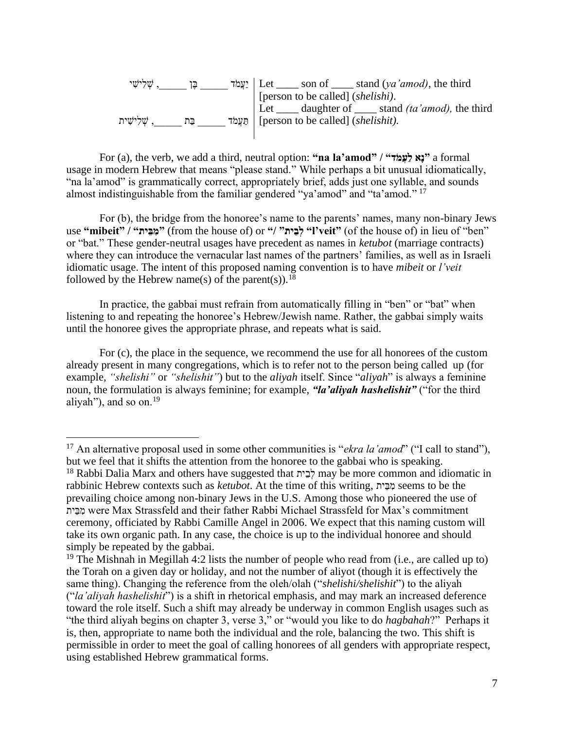| | |
|---|---|
| יַעֲמֹד _____ בֶּן _____, שְׁלִישִׁי | Let ____ son of ____ stand (*ya'amod)*, the third [person to be called] (*shelishi)*. |
| תַּעֲמֹד _____ בַּת _____, שְׁלִישִׁית | Let ____ daughter of ____ stand *(ta'amod),* the third [person to be called] (*shelishit).* |

For (a), the verb, we add a third, neutral option: **"na la'amod" / "נָא לַעֲמֹד"** a formal usage in modern Hebrew that means "please stand." While perhaps a bit unusual idiomatically, "na la'amod" is grammatically correct, appropriately brief, adds just one syllable, and sounds almost indistinguishable from the familiar gendered "ya'amod" and "ta'amod." [17]

For (b), the bridge from the honoree's name to the parents' names, many non-binary Jews use **"mibeit" / "מִבֵּית"** (from the house of) or **"לְבֵית" / "l'veit"** (of the house of) in lieu of "ben" or "bat." These gender-neutral usages have precedent as names in *ketubot* (marriage contracts) where they can introduce the vernacular last names of the partners' families, as well as in Israeli idiomatic usage. The intent of this proposed naming convention is to have *mibeit* or *l'veit* followed by the Hebrew name(s) of the parent(s)).[18]

In practice, the gabbai must refrain from automatically filling in "ben" or "bat" when listening to and repeating the honoree's Hebrew/Jewish name. Rather, the gabbai simply waits until the honoree gives the appropriate phrase, and repeats what is said.

For (c), the place in the sequence, we recommend the use for all honorees of the custom already present in many congregations, which is to refer not to the person being called up (for example, *"shelishi"* or *"shelishit"*) but to the *aliyah* itself. Since "*aliyah*" is always a feminine noun, the formulation is always feminine; for example, ***"la'aliyah hashelishit"*** ("for the third aliyah"), and so on.[19]

---

[17] An alternative proposal used in some other communities is "*ekra la'amod*" ("I call to stand"), but we feel that it shifts the attention from the honoree to the gabbai who is speaking.

[18] Rabbi Dalia Marx and others have suggested that לְבֵית may be more common and idiomatic in rabbinic Hebrew contexts such as *ketubot*. At the time of this writing, מִבֵּית seems to be the prevailing choice among non-binary Jews in the U.S. Among those who pioneered the use of מִבֵּית were Max Strassfeld and their father Rabbi Michael Strassfeld for Max's commitment ceremony, officiated by Rabbi Camille Angel in 2006. We expect that this naming custom will take its own organic path. In any case, the choice is up to the individual honoree and should simply be repeated by the gabbai.

[19] The Mishnah in Megillah 4:2 lists the number of people who read from (i.e., are called up to) the Torah on a given day or holiday, and not the number of aliyot (though it is effectively the same thing). Changing the reference from the oleh/olah ("*shelishi/shelishit*") to the aliyah ("*la'aliyah hashelishit*") is a shift in rhetorical emphasis, and may mark an increased deference toward the role itself. Such a shift may already be underway in common English usages such as "the third aliyah begins on chapter 3, verse 3," or "would you like to do *hagbahah*?" Perhaps it is, then, appropriate to name both the individual and the role, balancing the two. This shift is permissible in order to meet the goal of calling honorees of all genders with appropriate respect, using established Hebrew grammatical forms.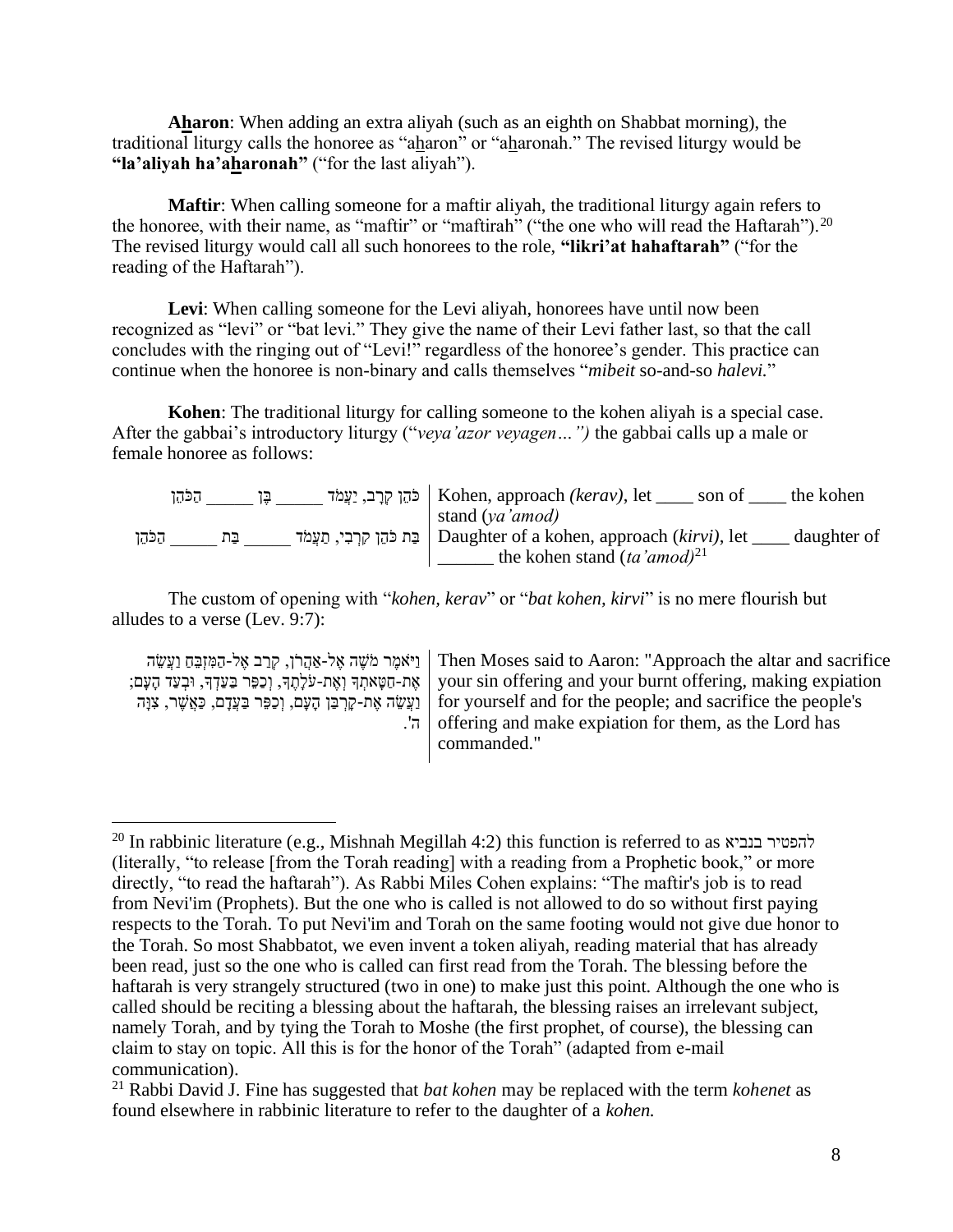**A<u>h</u>aron**: When adding an extra aliyah (such as an eighth on Shabbat morning), the traditional liturgy calls the honoree as "a<u>h</u>aron" or "a<u>h</u>aronah." The revised liturgy would be **"la'aliyah ha'a<u>h</u>aronah"** ("for the last aliyah").

**Maftir**: When calling someone for a maftir aliyah, the traditional liturgy again refers to the honoree, with their name, as "maftir" or "maftirah" ("the one who will read the Haftarah").[20] The revised liturgy would call all such honorees to the role, **"likri'at hahaftarah"** ("for the reading of the Haftarah").

**Levi**: When calling someone for the Levi aliyah, honorees have until now been recognized as "levi" or "bat levi." They give the name of their Levi father last, so that the call concludes with the ringing out of "Levi!" regardless of the honoree's gender. This practice can continue when the honoree is non-binary and calls themselves "*mibeit* so-and-so *halevi.*"

**Kohen**: The traditional liturgy for calling someone to the kohen aliyah is a special case. After the gabbai's introductory liturgy ("*veya'azor veyagen…")* the gabbai calls up a male or female honoree as follows:

| | |
|---|---|
| כֹּהֵן קְרָב, יַעֲמֹד \_\_\_\_\_ בֶּן \_\_\_\_\_ הַכֹּהֵן | Kohen, approach *(kerav)*, let \_\_\_\_ son of \_\_\_\_ the kohen stand (*ya'amod)* |
| בַּת כֹּהֵן קִרְבִי, תַּעֲמֹד \_\_\_\_\_ בַּת \_\_\_\_\_ הַכֹּהֵן | Daughter of a kohen, approach (*kirvi)*, let \_\_\_\_ daughter of \_\_\_\_\_\_ the kohen stand (*ta'amod)*[21] |

The custom of opening with "*kohen, kerav*" or "*bat kohen, kirvi*" is no mere flourish but alludes to a verse (Lev. 9:7):

| | |
|---|---|
| וַיֹּאמֶר מֹשֶׁה אֶל-אַהֲרֹן, קְרַב אֶל-הַמִּזְבֵּחַ וַעֲשֵׂה אֶת-חַטָּאתְךָ וְאֶת-עֹלָתֶךָ, וְכַפֵּר בַּעַדְךָ, וּבְעַד הָעָם; וַעֲשֵׂה אֶת-קָרְבַּן הָעָם, וְכַפֵּר בַּעֲדָם, כַּאֲשֶׁר, צִוָּה ה'. | Then Moses said to Aaron: "Approach the altar and sacrifice your sin offering and your burnt offering, making expiation for yourself and for the people; and sacrifice the people's offering and make expiation for them, as the Lord has commanded." |

---

[20] In rabbinic literature (e.g., Mishnah Megillah 4:2) this function is referred to as להפטיר בנביא (literally, "to release [from the Torah reading] with a reading from a Prophetic book," or more directly, "to read the haftarah"). As Rabbi Miles Cohen explains: "The maftir's job is to read from Nevi'im (Prophets). But the one who is called is not allowed to do so without first paying respects to the Torah. To put Nevi'im and Torah on the same footing would not give due honor to the Torah. So most Shabbatot, we even invent a token aliyah, reading material that has already been read, just so the one who is called can first read from the Torah. The blessing before the haftarah is very strangely structured (two in one) to make just this point. Although the one who is called should be reciting a blessing about the haftarah, the blessing raises an irrelevant subject, namely Torah, and by tying the Torah to Moshe (the first prophet, of course), the blessing can claim to stay on topic. All this is for the honor of the Torah" (adapted from e-mail communication).

[21] Rabbi David J. Fine has suggested that *bat kohen* may be replaced with the term *kohenet* as found elsewhere in rabbinic literature to refer to the daughter of a *kohen.*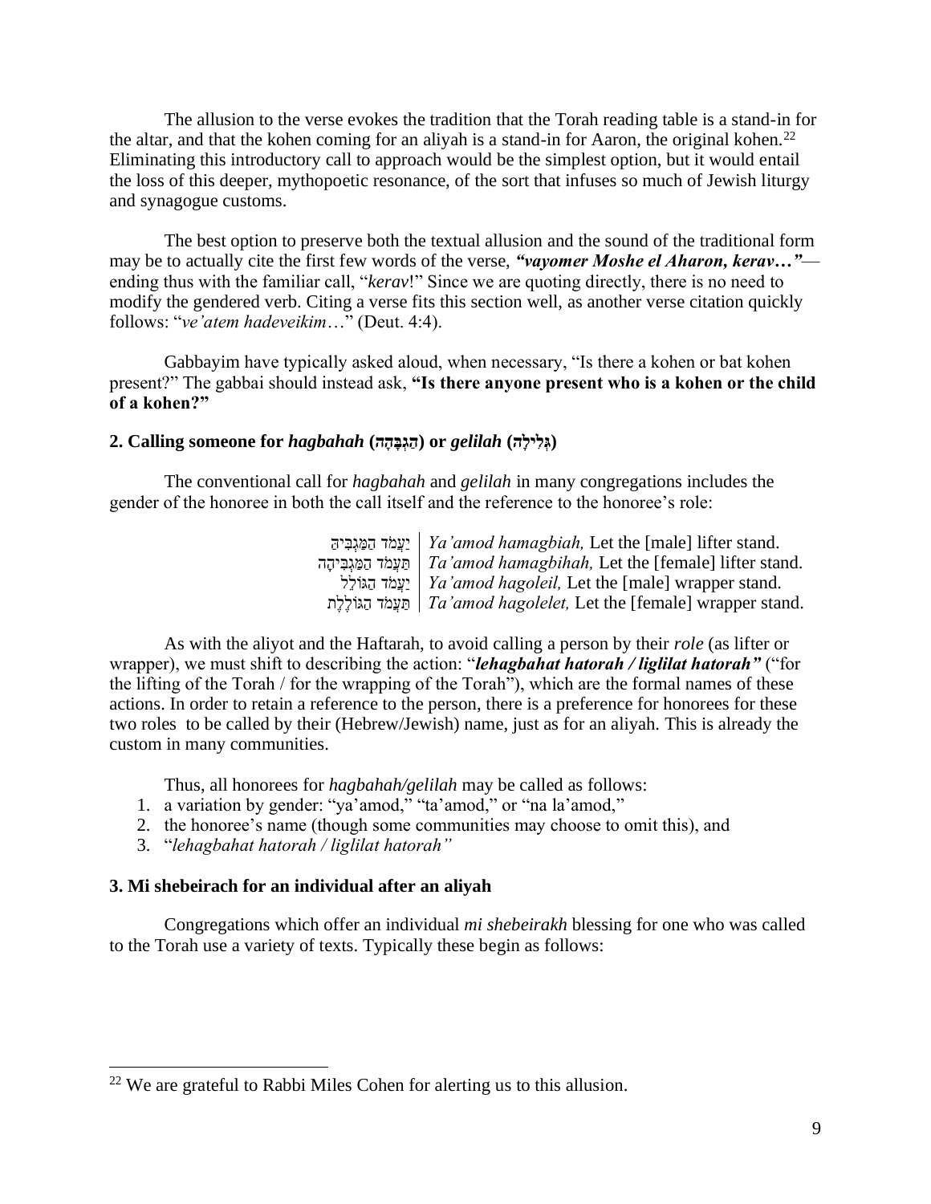The allusion to the verse evokes the tradition that the Torah reading table is a stand-in for the altar, and that the kohen coming for an aliyah is a stand-in for Aaron, the original kohen.[22] Eliminating this introductory call to approach would be the simplest option, but it would entail the loss of this deeper, mythopoetic resonance, of the sort that infuses so much of Jewish liturgy and synagogue customs.

The best option to preserve both the textual allusion and the sound of the traditional form may be to actually cite the first few words of the verse, ***"vayomer Moshe el Aharon, kerav…"***—ending thus with the familiar call, "*kerav*!" Since we are quoting directly, there is no need to modify the gendered verb. Citing a verse fits this section well, as another verse citation quickly follows: "*ve'atem hadeveikim*…" (Deut. 4:4).

Gabbayim have typically asked aloud, when necessary, "Is there a kohen or bat kohen present?" The gabbai should instead ask, **"Is there anyone present who is a kohen or the child of a kohen?"**

### 2. Calling someone for *hagbahah* (הַגְבָּהָה) or *gelilah* (גְּלִילָה)

The conventional call for *hagbahah* and *gelilah* in many congregations includes the gender of the honoree in both the call itself and the reference to the honoree's role:

| | |
|---|---|
| יַעֲמֹד הַמַּגְבִּיהַּ | *Ya'amod hamagbiah,* Let the [male] lifter stand. |
| תַּעֲמֹד הַמַּגְבִּיהָה | *Ta'amod hamagbihah,* Let the [female] lifter stand. |
| יַעֲמֹד הַגּוֹלֵל | *Ya'amod hagoleil,* Let the [male] wrapper stand. |
| תַּעֲמֹד הַגּוֹלֶלֶת | *Ta'amod hagolelet,* Let the [female] wrapper stand. |

As with the aliyot and the Haftarah, to avoid calling a person by their *role* (as lifter or wrapper), we must shift to describing the action: "***lehagbahat hatorah / liglilat hatorah"*** ("for the lifting of the Torah / for the wrapping of the Torah"), which are the formal names of these actions. In order to retain a reference to the person, there is a preference for honorees for these two roles to be called by their (Hebrew/Jewish) name, just as for an aliyah. This is already the custom in many communities.

Thus, all honorees for *hagbahah/gelilah* may be called as follows:

1. a variation by gender: "ya'amod," "ta'amod," or "na la'amod,"
2. the honoree's name (though some communities may choose to omit this), and
3. "*lehagbahat hatorah / liglilat hatorah"*

### 3. Mi shebeirach for an individual after an aliyah

Congregations which offer an individual *mi shebeirakh* blessing for one who was called to the Torah use a variety of texts. Typically these begin as follows:

---

[22] We are grateful to Rabbi Miles Cohen for alerting us to this allusion.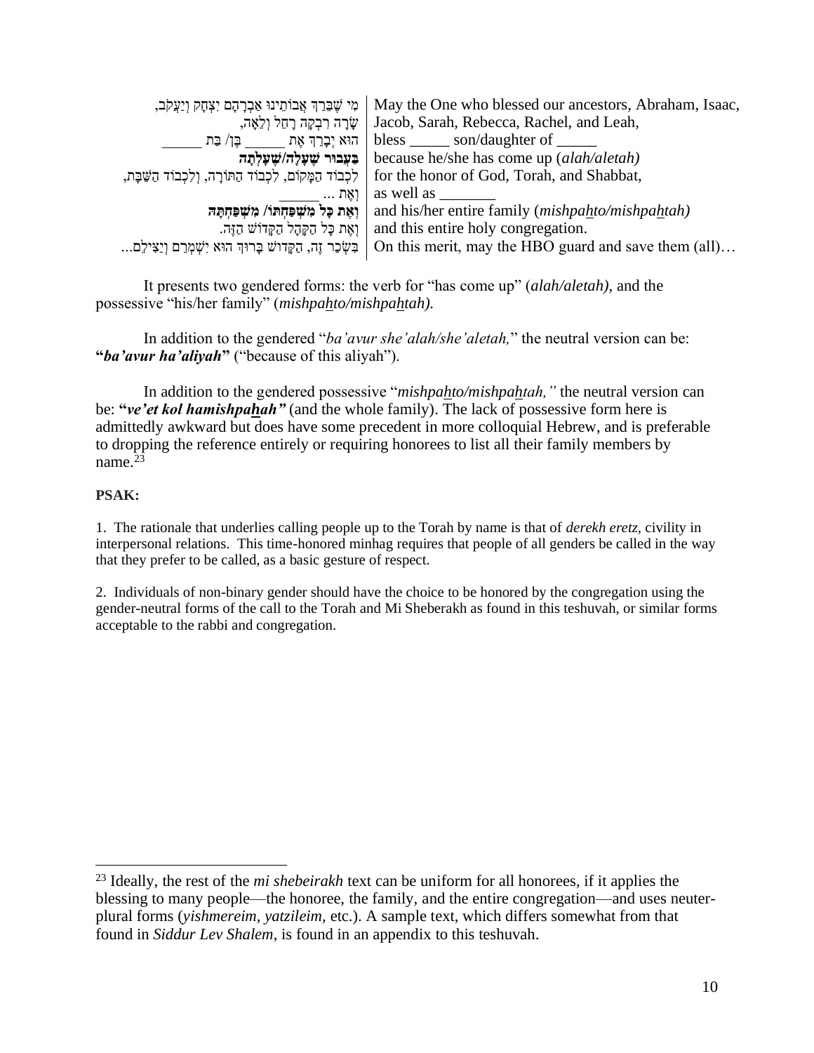| | |
|---|---|
| מִי שֶׁבֵּרַךְ אֲבוֹתֵינוּ אַבְרָהָם יִצְחָק וְיַעֲקֹב, | May the One who blessed our ancestors, Abraham, Isaac, |
| שָׂרָה רִבְקָה רָחֵל וְלֵאָה, | Jacob, Sarah, Rebecca, Rachel, and Leah, |
| הוּא יְבָרֵךְ אֶת _____ בֶּן/ בַּת _____ | bless _____ son/daughter of _____ |
| **בַּעֲבוּר שֶׁעָלָה/שֶׁעָלְתָה** | because he/she has come up (*alah/aletah)* |
| לִכְבוֹד הַמָּקוֹם, לִכְבוֹד הַתּוֹרָה, וְלִכְבוֹד הַשַּׁבָּת, | for the honor of God, Torah, and Shabbat, |
| וְאֶת ... _____ | as well as _______ |
| **וְאֶת כָּל מִשְׁפַּחְתּוֹ/ מִשְׁפַּחְתָּהּ** | and his/her entire family (*mishpahto/mishpahtah)* |
| וְאֶת כָּל הַקָּהָל הַקָּדוֹשׁ הַזֶּה. | and this entire holy congregation. |
| בִּשְׂכַר זֶה, הַקָּדוֹשׁ בָּרוּךְ הוּא יִשְׁמְרֵם וְיַצִּילֵם... | On this merit, may the HBO guard and save them (all)… |

It presents two gendered forms: the verb for "has come up" (*alah/aletah),* and the possessive "his/her family" (*mishpahto/mishpahtah).*

In addition to the gendered "*ba'avur she'alah/she'aletah,*" the neutral version can be: **"*ba'avur ha'aliyah*"** ("because of this aliyah").

In addition to the gendered possessive "*mishpahto/mishpahtah,"* the neutral version can be: **"*ve'et kol hamishpahah"*** (and the whole family). The lack of possessive form here is admittedly awkward but does have some precedent in more colloquial Hebrew, and is preferable to dropping the reference entirely or requiring honorees to list all their family members by name.[23]

**PSAK:**

1. The rationale that underlies calling people up to the Torah by name is that of *derekh eretz*, civility in interpersonal relations. This time-honored minhag requires that people of all genders be called in the way that they prefer to be called, as a basic gesture of respect.

2. Individuals of non-binary gender should have the choice to be honored by the congregation using the gender-neutral forms of the call to the Torah and Mi Sheberakh as found in this teshuvah, or similar forms acceptable to the rabbi and congregation.

[23] Ideally, the rest of the *mi shebeirakh* text can be uniform for all honorees, if it applies the blessing to many people—the honoree, the family, and the entire congregation—and uses neuter-plural forms (*yishmereim*, *yatzileim,* etc.). A sample text, which differs somewhat from that found in *Siddur Lev Shalem*, is found in an appendix to this teshuvah.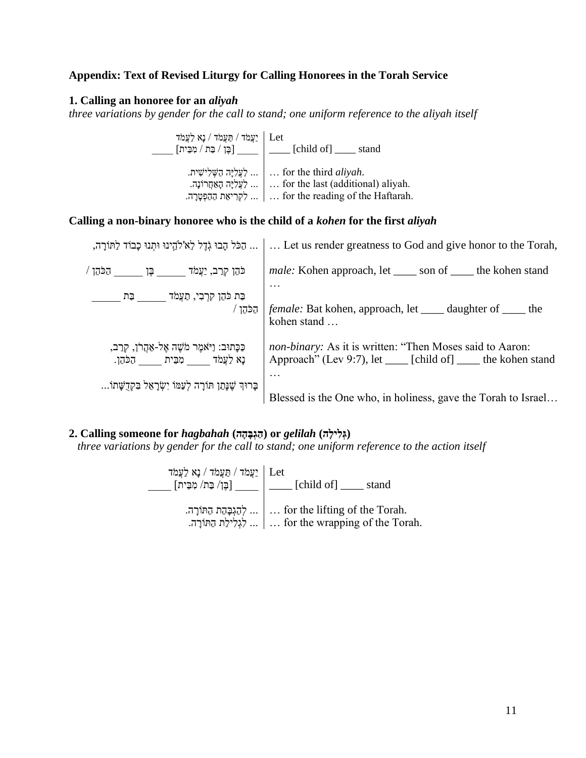### Appendix: Text of Revised Liturgy for Calling Honorees in the Torah Service

#### 1. Calling an honoree for an *aliyah*

*three variations by gender for the call to stand; one uniform reference to the aliyah itself*

| | |
|---|---|
| יַעֲמֹד / תַּעֲמֹד / נָא לַעֲמֹד | Let |
| ____ [בֶּן / בַּת / מִבֵּית] ____ | ____ [child of] ____ stand |
| ... לַעֲלִיָּה הַשְּׁלִישִׁית. | … for the third *aliyah*. |
| ... לַעֲלִיָּה הָאַחֲרוֹנָה. | … for the last (additional) aliyah. |
| ... לִקְרִיאַת הַהַפְטָרָה. | … for the reading of the Haftarah. |

#### Calling a non-binary honoree who is the child of a *kohen* for the first *aliyah*

| | |
|---|---|
| ... הַכֹּל הָבוּ גֹדֶל לֵא'לֹהֵינוּ וּתְנוּ כָבוֹד לַתּוֹרָה, | … Let us render greatness to God and give honor to the Torah, |
| כֹּהֵן קְרַב, יַעֲמֹד ______ בֶּן ______ הַכֹּהֵן / | *male:* Kohen approach, let ____ son of ____ the kohen stand … |
| בַּת כֹּהֵן קִרְבִי, תַּעֲמֹד ______ בַּת ______ הַכֹּהֵן / | *female:* Bat kohen, approach, let ____ daughter of ____ the kohen stand … |
| כַּכָּתוּב: וַיֹּאמֶר מֹשֶׁה אֶל-אַהֲרֹן, קְרַב, נָא לַעֲמֹד ____ מִבֵּית ____ הַכֹּהֵן. | *non-binary:* As it is written: "Then Moses said to Aaron: Approach" (Lev 9:7), let ____ [child of] ____ the kohen stand … |
| בָּרוּךְ שֶׁנָּתַן תּוֹרָה לְעַמּוֹ יִשְׂרָאֵל בִּקְדֻשָּׁתוֹ... | Blessed is the One who, in holiness, gave the Torah to Israel… |

#### 2. Calling someone for *hagbahah* (הַגְבָּהָה) or *gelilah* (גְּלִילָה)

*three variations by gender for the call to stand; one uniform reference to the action itself*

| | |
|---|---|
| יַעֲמֹד / תַּעֲמֹד / נָא לַעֲמֹד | Let |
| ____ [בֶּן/ בַּת/ מִבֵּית] ____ | ____ [child of] ____ stand |
| ... לְהַגְבָּהַת הַתּוֹרָה. | … for the lifting of the Torah. |
| ... לִגְלִילַת הַתּוֹרָה. | … for the wrapping of the Torah. |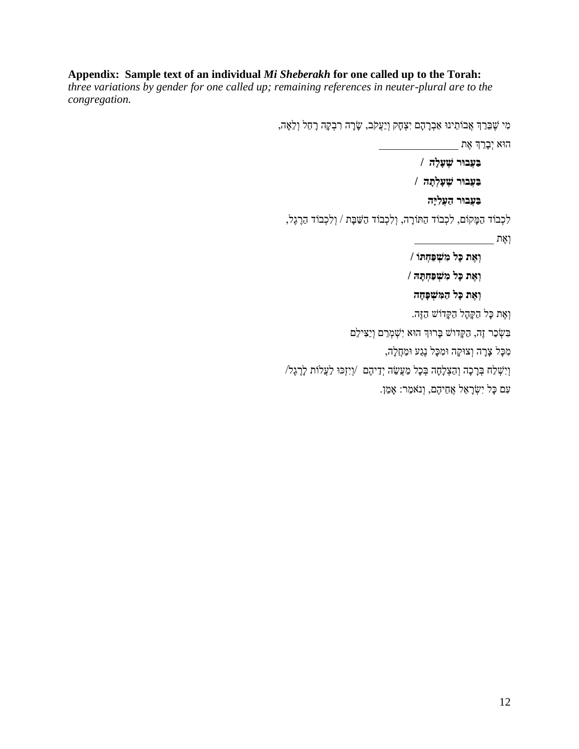**Appendix: Sample text of an individual *Mi Sheberakh* for one called up to the Torah:**
*three variations by gender for one called up; remaining references in neuter-plural are to the congregation.*

מִי שֶׁבֵּרַךְ אֲבוֹתֵינוּ אַבְרָהָם יִצְחָק וְיַעֲקֹב, שָׂרָה רִבְקָה רָחֵל וְלֵאָה,

הוּא יְבָרֵךְ אֶת ________________

**בַּעֲבוּר שֶׁעָלָה** /

**בַּעֲבוּר שֶׁעָלְתָה** /

**בַּעֲבוּר הַעֲלִיָּה**

לִכְבוֹד הַמָּקוֹם, לִכְבוֹד הַתּוֹרָה, וְלִכְבוֹד הַשַּׁבָּת / וְלִכְבוֹד הָרֶגֶל,

וְאֶת ________________

**וְאֶת כָּל מִשְׁפַּחְתּוֹ** /

**וְאֶת כָּל מִשְׁפַּחְתָּהּ** /

**וְאֶת כָּל הַמִּשְׁפָּחָה**

וְאֶת כָּל הַקָּהָל הַקָּדוֹשׁ הַזֶּה.

בִּשְׂכַר זֶה, הַקָּדוֹשׁ בָּרוּךְ הוּא יִשְׁמְרֵם וְיַצִּילֵם

מִכָּל צָרָה וְצוּקָה וּמִכָּל נֶגַע וּמַחֲלָה,

וְיִשְׁלַח בְּרָכָה וְהַצְלָחָה בְּכָל מַעֲשֵׂה יְדֵיהֶם /וְיִזְכּוּ לַעֲלוֹת לָרֶגֶל/

עִם כָּל יִשְׂרָאֵל אֲחֵיהֶם, וְנֹאמַר: אָמֵן.